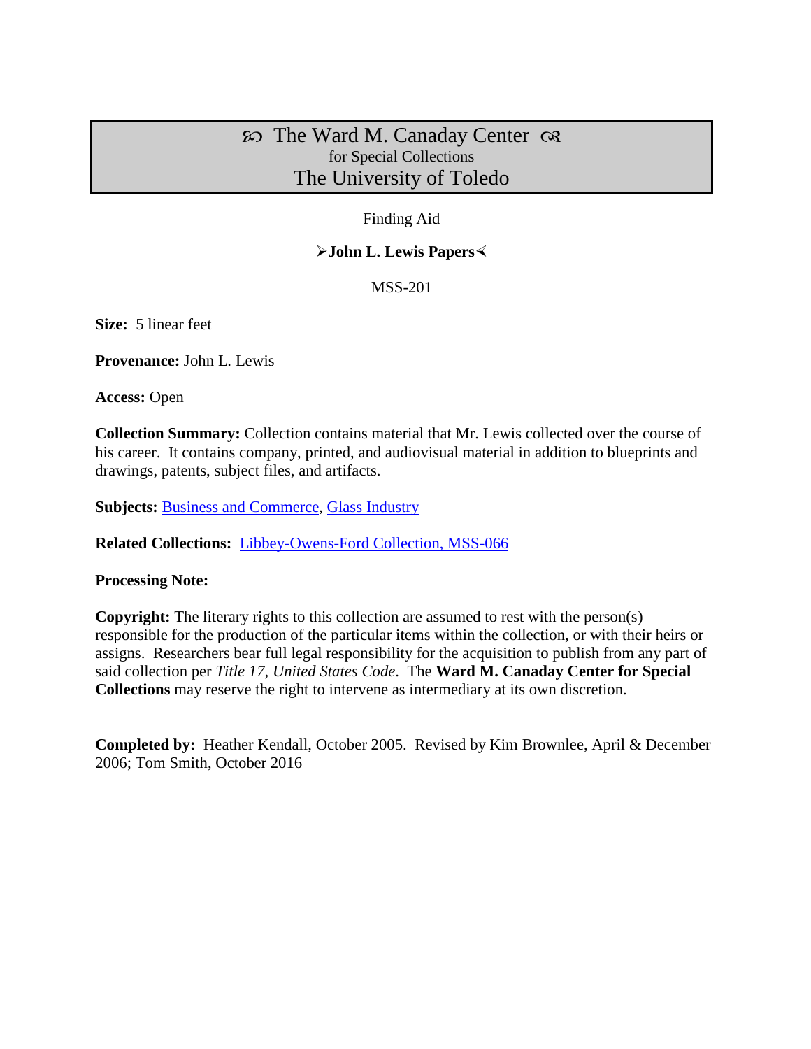# ☙ The Ward M. Canaday Center ❧
for Special Collections
## The University of Toledo

Finding Aid

### ➢John L. Lewis Papers⋞

MSS-201

**Size:** 5 linear feet

**Provenance:** John L. Lewis

**Access:** Open

**Collection Summary:** Collection contains material that Mr. Lewis collected over the course of his career. It contains company, printed, and audiovisual material in addition to blueprints and drawings, patents, subject files, and artifacts.

**Subjects:** Business and Commerce, Glass Industry

**Related Collections:** Libbey-Owens-Ford Collection, MSS-066

**Processing Note:**

**Copyright:** The literary rights to this collection are assumed to rest with the person(s) responsible for the production of the particular items within the collection, or with their heirs or assigns. Researchers bear full legal responsibility for the acquisition to publish from any part of said collection per *Title 17, United States Code*. The **Ward M. Canaday Center for Special Collections** may reserve the right to intervene as intermediary at its own discretion.

**Completed by:** Heather Kendall, October 2005. Revised by Kim Brownlee, April & December 2006; Tom Smith, October 2016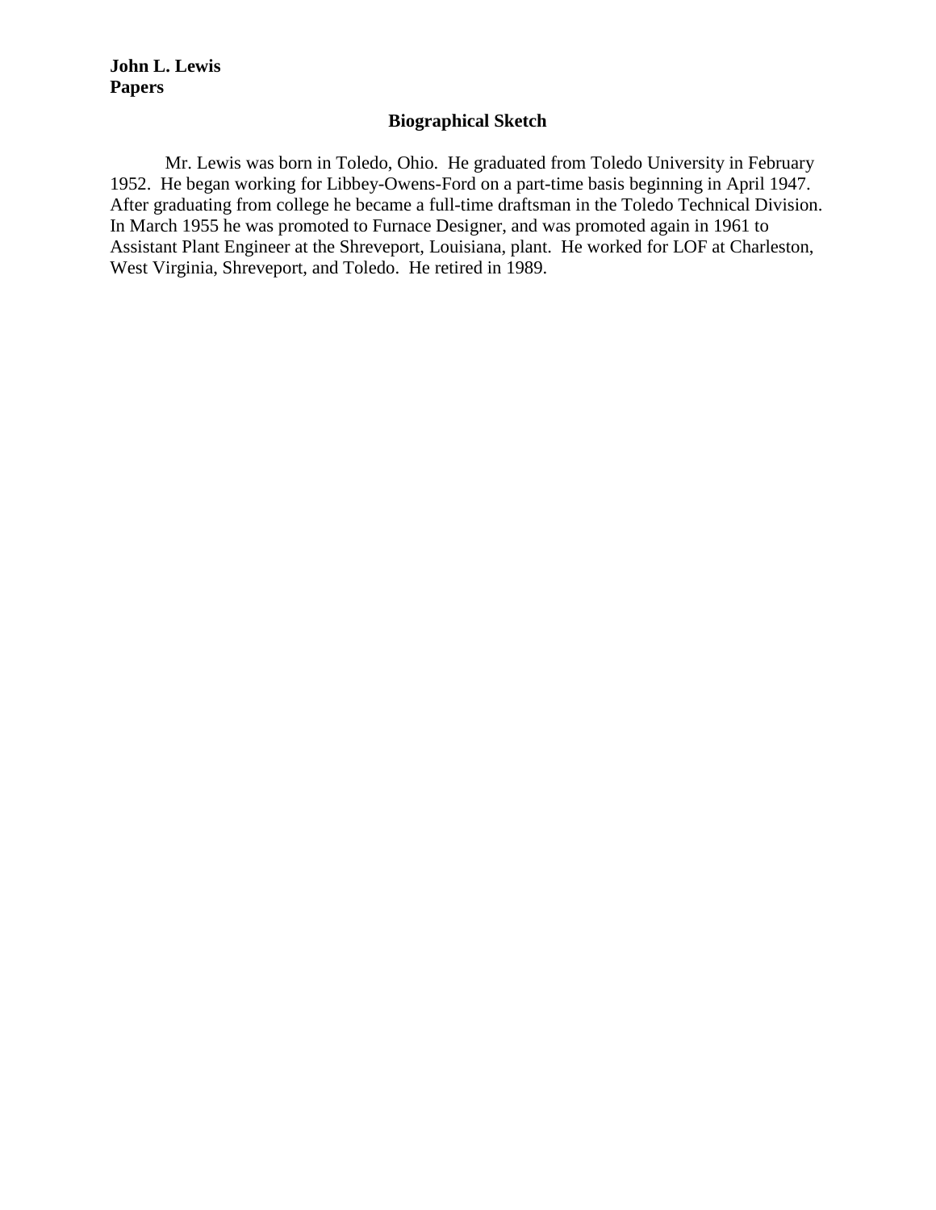**John L. Lewis**
**Papers**

## Biographical Sketch

Mr. Lewis was born in Toledo, Ohio. He graduated from Toledo University in February 1952. He began working for Libbey-Owens-Ford on a part-time basis beginning in April 1947. After graduating from college he became a full-time draftsman in the Toledo Technical Division. In March 1955 he was promoted to Furnace Designer, and was promoted again in 1961 to Assistant Plant Engineer at the Shreveport, Louisiana, plant. He worked for LOF at Charleston, West Virginia, Shreveport, and Toledo. He retired in 1989.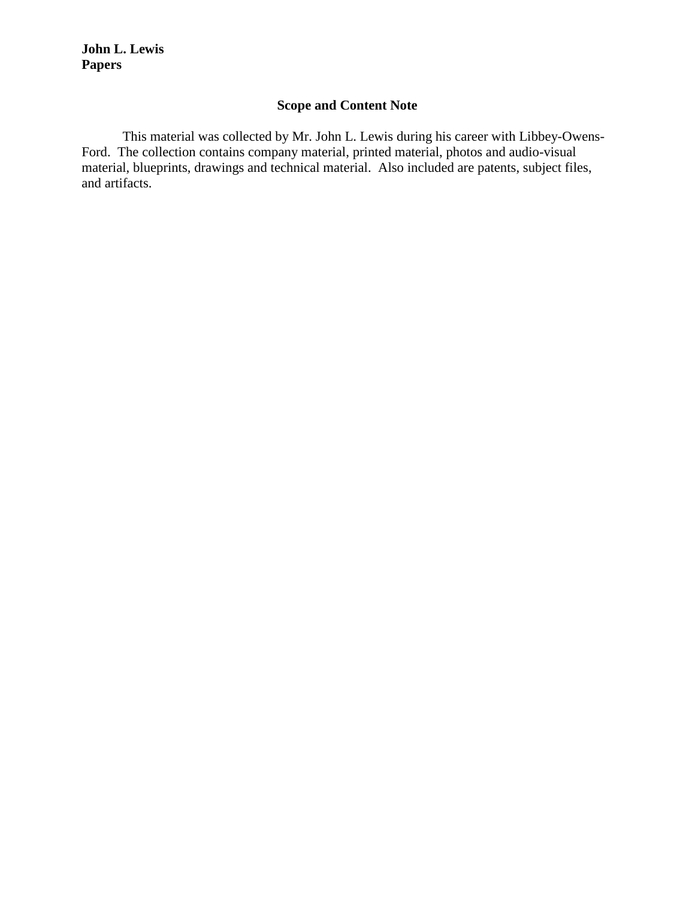**John L. Lewis**
**Papers**

## Scope and Content Note

This material was collected by Mr. John L. Lewis during his career with Libbey-Owens-Ford. The collection contains company material, printed material, photos and audio-visual material, blueprints, drawings and technical material. Also included are patents, subject files, and artifacts.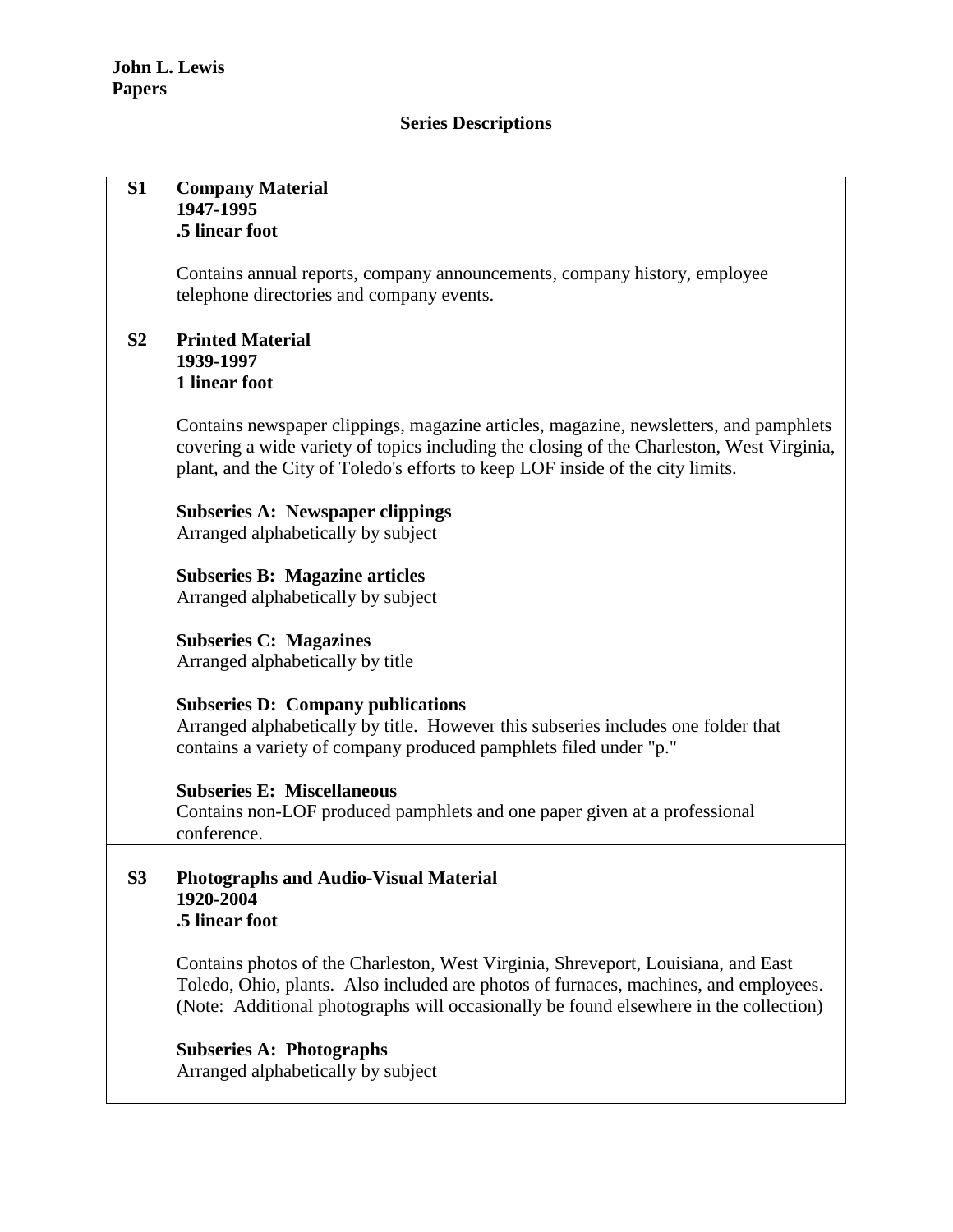**John L. Lewis Papers**

## Series Descriptions

| | |
|---|---|
| **S1** | **Company Material**<br>**1947-1995**<br>**.5 linear foot**<br><br>Contains annual reports, company announcements, company history, employee telephone directories and company events. |
| | |
| **S2** | **Printed Material**<br>**1939-1997**<br>**1 linear foot**<br><br>Contains newspaper clippings, magazine articles, magazine, newsletters, and pamphlets covering a wide variety of topics including the closing of the Charleston, West Virginia, plant, and the City of Toledo's efforts to keep LOF inside of the city limits.<br><br>**Subseries A: Newspaper clippings**<br>Arranged alphabetically by subject<br><br>**Subseries B: Magazine articles**<br>Arranged alphabetically by subject<br><br>**Subseries C: Magazines**<br>Arranged alphabetically by title<br><br>**Subseries D: Company publications**<br>Arranged alphabetically by title. However this subseries includes one folder that contains a variety of company produced pamphlets filed under "p."<br><br>**Subseries E: Miscellaneous**<br>Contains non-LOF produced pamphlets and one paper given at a professional conference. |
| | |
| **S3** | **Photographs and Audio-Visual Material**<br>**1920-2004**<br>**.5 linear foot**<br><br>Contains photos of the Charleston, West Virginia, Shreveport, Louisiana, and East Toledo, Ohio, plants. Also included are photos of furnaces, machines, and employees. (Note: Additional photographs will occasionally be found elsewhere in the collection)<br><br>**Subseries A: Photographs**<br>Arranged alphabetically by subject |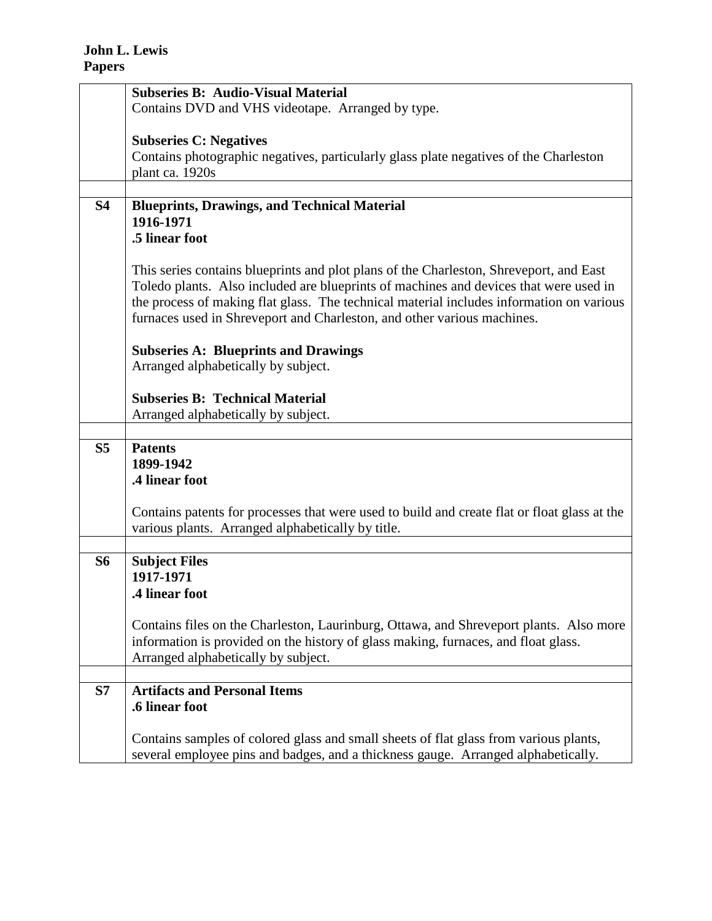| | |
|---|---|
| | **Subseries B: Audio-Visual Material**<br>Contains DVD and VHS videotape. Arranged by type.<br><br>**Subseries C: Negatives**<br>Contains photographic negatives, particularly glass plate negatives of the Charleston plant ca. 1920s |
| | |
| **S4** | **Blueprints, Drawings, and Technical Material**<br>**1916-1971**<br>**.5 linear foot**<br><br>This series contains blueprints and plot plans of the Charleston, Shreveport, and East Toledo plants. Also included are blueprints of machines and devices that were used in the process of making flat glass. The technical material includes information on various furnaces used in Shreveport and Charleston, and other various machines.<br><br>**Subseries A: Blueprints and Drawings**<br>Arranged alphabetically by subject.<br><br>**Subseries B: Technical Material**<br>Arranged alphabetically by subject. |
| | |
| **S5** | **Patents**<br>**1899-1942**<br>**.4 linear foot**<br><br>Contains patents for processes that were used to build and create flat or float glass at the various plants. Arranged alphabetically by title. |
| | |
| **S6** | **Subject Files**<br>**1917-1971**<br>**.4 linear foot**<br><br>Contains files on the Charleston, Laurinburg, Ottawa, and Shreveport plants. Also more information is provided on the history of glass making, furnaces, and float glass. Arranged alphabetically by subject. |
| | |
| **S7** | **Artifacts and Personal Items**<br>**.6 linear foot**<br><br>Contains samples of colored glass and small sheets of flat glass from various plants, several employee pins and badges, and a thickness gauge. Arranged alphabetically. |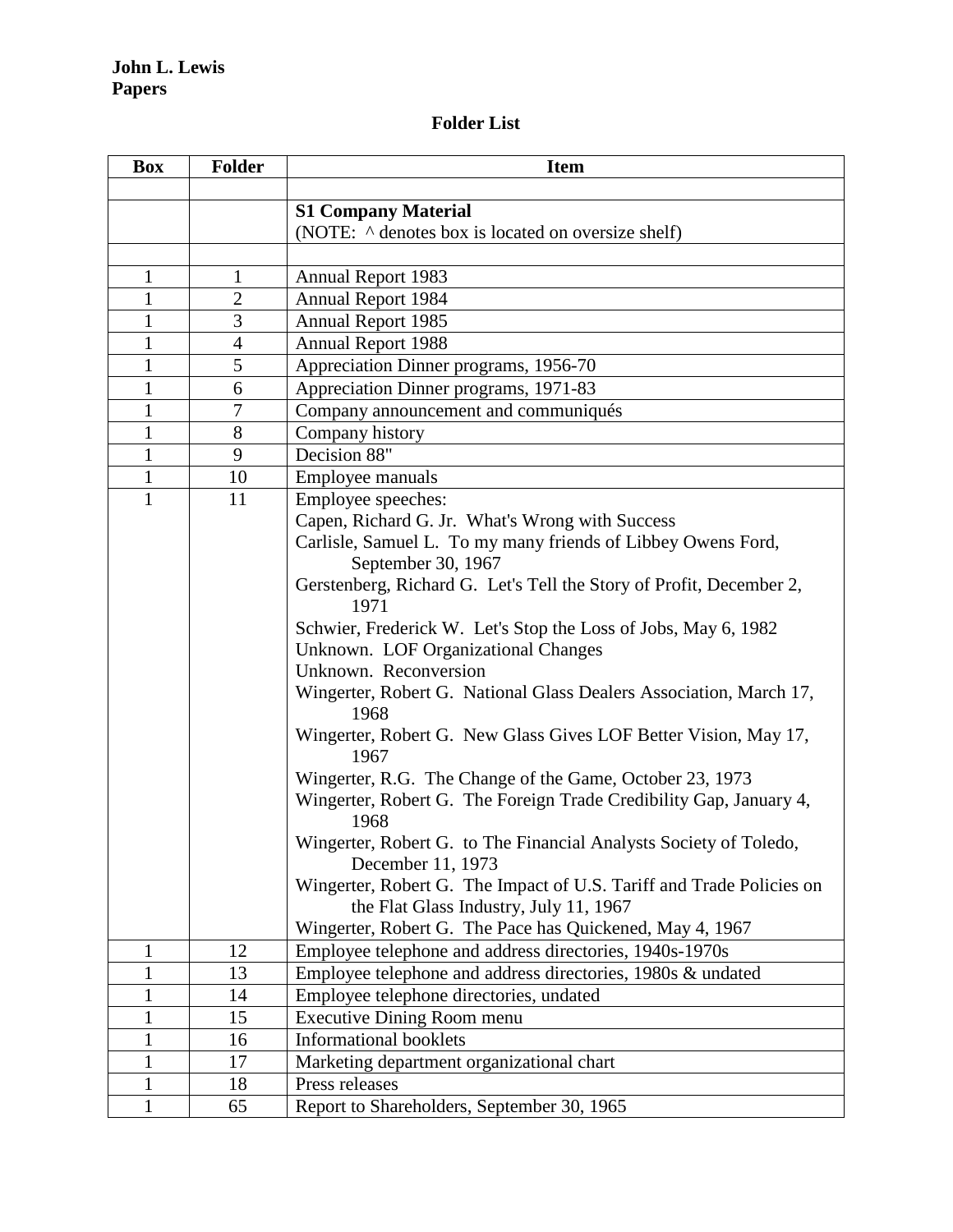**John L. Lewis Papers**

**Folder List**

| Box | Folder | Item |
|---|---|---|
| | | |
| | | **S1 Company Material**<br>(NOTE: ^ denotes box is located on oversize shelf) |
| | | |
| 1 | 1 | Annual Report 1983 |
| 1 | 2 | Annual Report 1984 |
| 1 | 3 | Annual Report 1985 |
| 1 | 4 | Annual Report 1988 |
| 1 | 5 | Appreciation Dinner programs, 1956-70 |
| 1 | 6 | Appreciation Dinner programs, 1971-83 |
| 1 | 7 | Company announcement and communiqués |
| 1 | 8 | Company history |
| 1 | 9 | Decision 88" |
| 1 | 10 | Employee manuals |
| 1 | 11 | Employee speeches:<br>Capen, Richard G. Jr. What's Wrong with Success<br>Carlisle, Samuel L. To my many friends of Libbey Owens Ford, September 30, 1967<br>Gerstenberg, Richard G. Let's Tell the Story of Profit, December 2, 1971<br>Schwier, Frederick W. Let's Stop the Loss of Jobs, May 6, 1982<br>Unknown. LOF Organizational Changes<br>Unknown. Reconversion<br>Wingerter, Robert G. National Glass Dealers Association, March 17, 1968<br>Wingerter, Robert G. New Glass Gives LOF Better Vision, May 17, 1967<br>Wingerter, R.G. The Change of the Game, October 23, 1973<br>Wingerter, Robert G. The Foreign Trade Credibility Gap, January 4, 1968<br>Wingerter, Robert G. to The Financial Analysts Society of Toledo, December 11, 1973<br>Wingerter, Robert G. The Impact of U.S. Tariff and Trade Policies on the Flat Glass Industry, July 11, 1967<br>Wingerter, Robert G. The Pace has Quickened, May 4, 1967 |
| 1 | 12 | Employee telephone and address directories, 1940s-1970s |
| 1 | 13 | Employee telephone and address directories, 1980s & undated |
| 1 | 14 | Employee telephone directories, undated |
| 1 | 15 | Executive Dining Room menu |
| 1 | 16 | Informational booklets |
| 1 | 17 | Marketing department organizational chart |
| 1 | 18 | Press releases |
| 1 | 65 | Report to Shareholders, September 30, 1965 |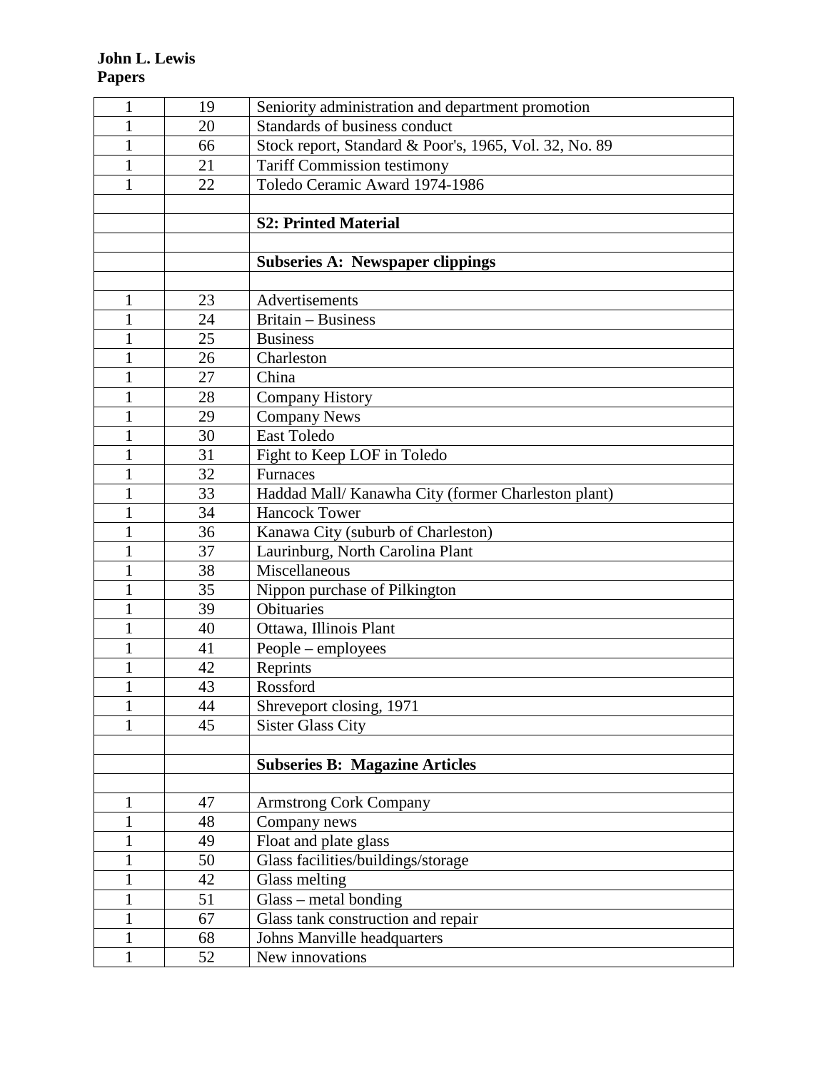**John L. Lewis Papers**

| | | |
|---|---|---|
| 1 | 19 | Seniority administration and department promotion |
| 1 | 20 | Standards of business conduct |
| 1 | 66 | Stock report, Standard & Poor's, 1965, Vol. 32, No. 89 |
| 1 | 21 | Tariff Commission testimony |
| 1 | 22 | Toledo Ceramic Award 1974-1986 |
| | | |
| | | **S2: Printed Material** |
| | | |
| | | **Subseries A: Newspaper clippings** |
| | | |
| 1 | 23 | Advertisements |
| 1 | 24 | Britain – Business |
| 1 | 25 | Business |
| 1 | 26 | Charleston |
| 1 | 27 | China |
| 1 | 28 | Company History |
| 1 | 29 | Company News |
| 1 | 30 | East Toledo |
| 1 | 31 | Fight to Keep LOF in Toledo |
| 1 | 32 | Furnaces |
| 1 | 33 | Haddad Mall/ Kanawha City (former Charleston plant) |
| 1 | 34 | Hancock Tower |
| 1 | 36 | Kanawa City (suburb of Charleston) |
| 1 | 37 | Laurinburg, North Carolina Plant |
| 1 | 38 | Miscellaneous |
| 1 | 35 | Nippon purchase of Pilkington |
| 1 | 39 | Obituaries |
| 1 | 40 | Ottawa, Illinois Plant |
| 1 | 41 | People – employees |
| 1 | 42 | Reprints |
| 1 | 43 | Rossford |
| 1 | 44 | Shreveport closing, 1971 |
| 1 | 45 | Sister Glass City |
| | | |
| | | **Subseries B: Magazine Articles** |
| | | |
| 1 | 47 | Armstrong Cork Company |
| 1 | 48 | Company news |
| 1 | 49 | Float and plate glass |
| 1 | 50 | Glass facilities/buildings/storage |
| 1 | 42 | Glass melting |
| 1 | 51 | Glass – metal bonding |
| 1 | 67 | Glass tank construction and repair |
| 1 | 68 | Johns Manville headquarters |
| 1 | 52 | New innovations |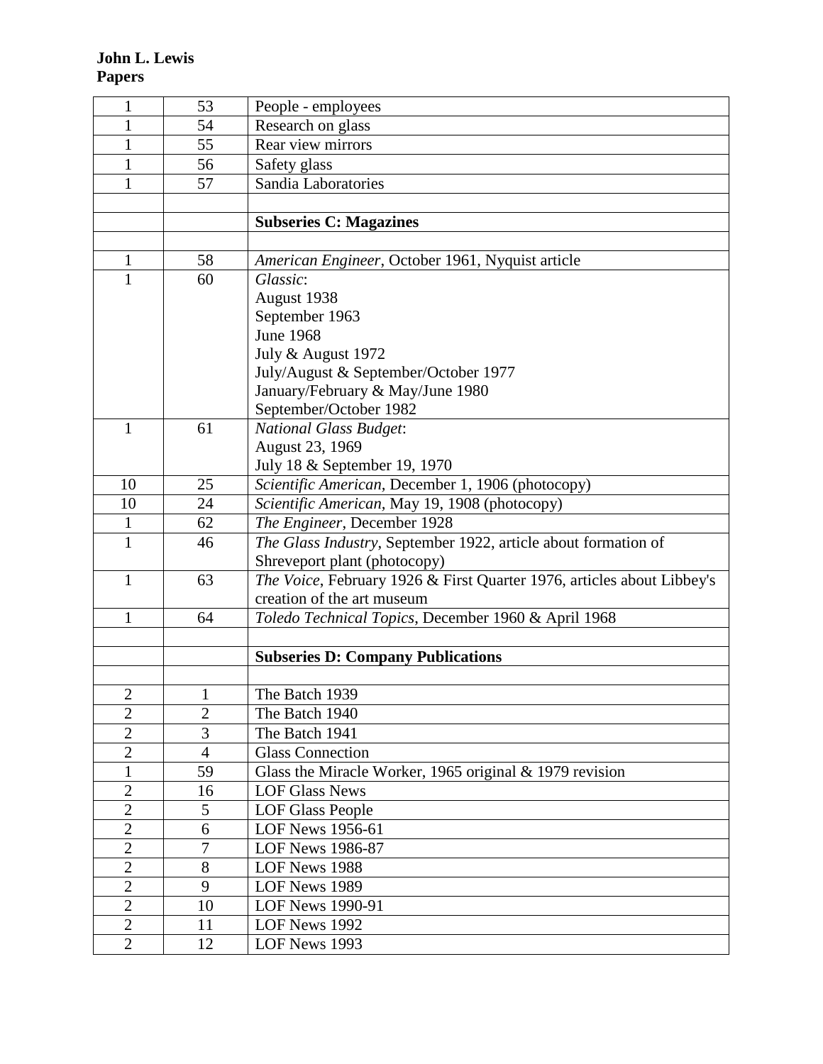**John L. Lewis Papers**

| | | |
|---|---|---|
| 1 | 53 | People - employees |
| 1 | 54 | Research on glass |
| 1 | 55 | Rear view mirrors |
| 1 | 56 | Safety glass |
| 1 | 57 | Sandia Laboratories |
| | | |
| | | **Subseries C: Magazines** |
| | | |
| 1 | 58 | *American Engineer*, October 1961, Nyquist article |
| 1 | 60 | *Glassic*:<br>August 1938<br>September 1963<br>June 1968<br>July & August 1972<br>July/August & September/October 1977<br>January/February & May/June 1980<br>September/October 1982 |
| 1 | 61 | *National Glass Budget*:<br>August 23, 1969<br>July 18 & September 19, 1970 |
| 10 | 25 | *Scientific American*, December 1, 1906 (photocopy) |
| 10 | 24 | *Scientific American*, May 19, 1908 (photocopy) |
| 1 | 62 | *The Engineer*, December 1928 |
| 1 | 46 | *The Glass Industry*, September 1922, article about formation of Shreveport plant (photocopy) |
| 1 | 63 | *The Voice*, February 1926 & First Quarter 1976, articles about Libbey's creation of the art museum |
| 1 | 64 | *Toledo Technical Topics*, December 1960 & April 1968 |
| | | |
| | | **Subseries D: Company Publications** |
| | | |
| 2 | 1 | The Batch 1939 |
| 2 | 2 | The Batch 1940 |
| 2 | 3 | The Batch 1941 |
| 2 | 4 | Glass Connection |
| 1 | 59 | Glass the Miracle Worker, 1965 original & 1979 revision |
| 2 | 16 | LOF Glass News |
| 2 | 5 | LOF Glass People |
| 2 | 6 | LOF News 1956-61 |
| 2 | 7 | LOF News 1986-87 |
| 2 | 8 | LOF News 1988 |
| 2 | 9 | LOF News 1989 |
| 2 | 10 | LOF News 1990-91 |
| 2 | 11 | LOF News 1992 |
| 2 | 12 | LOF News 1993 |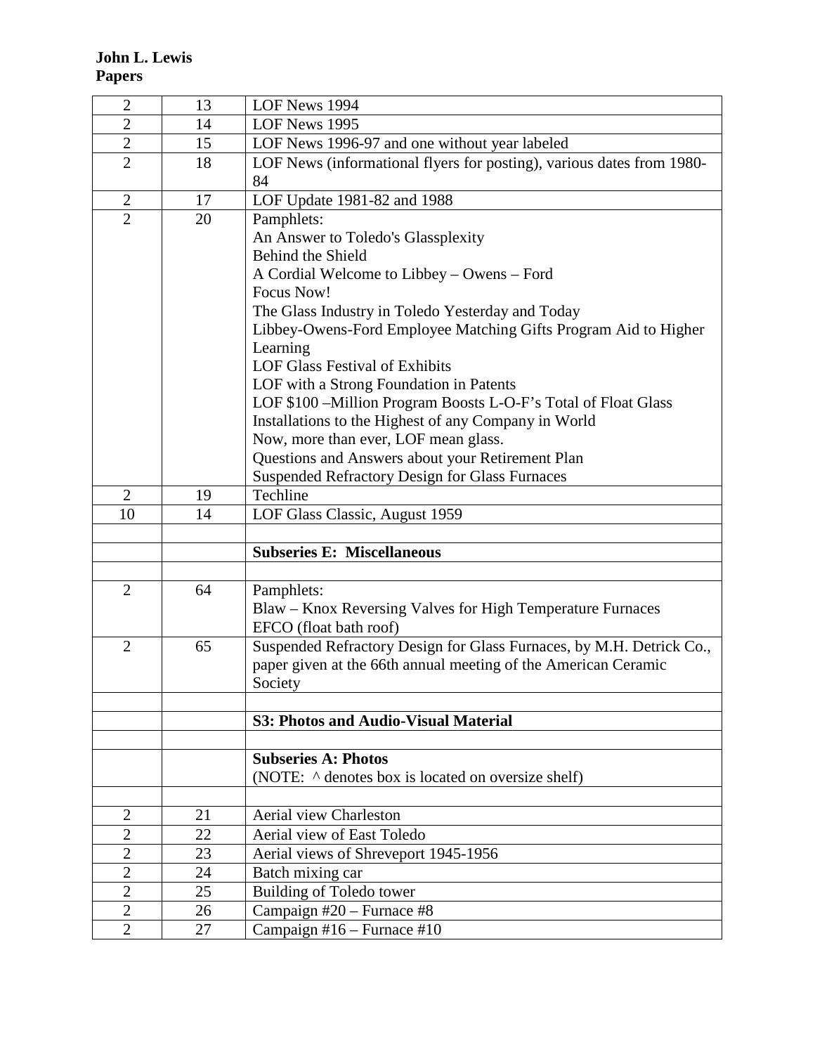**John L. Lewis**
**Papers**

| | | |
|---|---|---|
| 2 | 13 | LOF News 1994 |
| 2 | 14 | LOF News 1995 |
| 2 | 15 | LOF News 1996-97 and one without year labeled |
| 2 | 18 | LOF News (informational flyers for posting), various dates from 1980-84 |
| 2 | 17 | LOF Update 1981-82 and 1988 |
| 2 | 20 | Pamphlets:<br>An Answer to Toledo's Glassplexity<br>Behind the Shield<br>A Cordial Welcome to Libbey – Owens – Ford<br>Focus Now!<br>The Glass Industry in Toledo Yesterday and Today<br>Libbey-Owens-Ford Employee Matching Gifts Program Aid to Higher Learning<br>LOF Glass Festival of Exhibits<br>LOF with a Strong Foundation in Patents<br>LOF $100 –Million Program Boosts L-O-F's Total of Float Glass Installations to the Highest of any Company in World<br>Now, more than ever, LOF mean glass.<br>Questions and Answers about your Retirement Plan<br>Suspended Refractory Design for Glass Furnaces |
| 2 | 19 | Techline |
| 10 | 14 | LOF Glass Classic, August 1959 |
| | | |
| | | **Subseries E: Miscellaneous** |
| | | |
| 2 | 64 | Pamphlets:<br>Blaw – Knox Reversing Valves for High Temperature Furnaces<br>EFCO (float bath roof) |
| 2 | 65 | Suspended Refractory Design for Glass Furnaces, by M.H. Detrick Co., paper given at the 66th annual meeting of the American Ceramic Society |
| | | |
| | | **S3: Photos and Audio-Visual Material** |
| | | |
| | | **Subseries A: Photos**<br>(NOTE: ^ denotes box is located on oversize shelf) |
| | | |
| 2 | 21 | Aerial view Charleston |
| 2 | 22 | Aerial view of East Toledo |
| 2 | 23 | Aerial views of Shreveport 1945-1956 |
| 2 | 24 | Batch mixing car |
| 2 | 25 | Building of Toledo tower |
| 2 | 26 | Campaign #20 – Furnace #8 |
| 2 | 27 | Campaign #16 – Furnace #10 |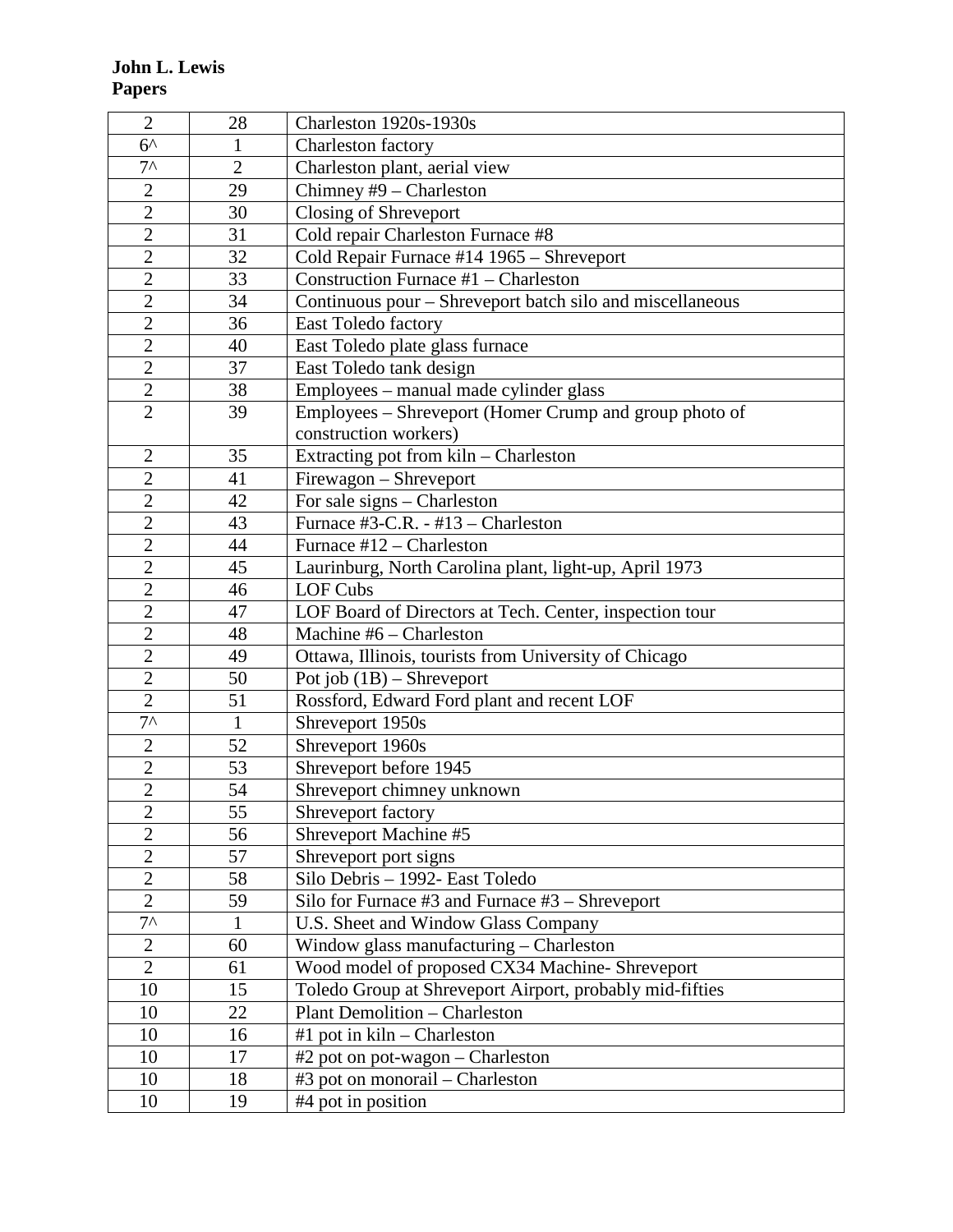**John L. Lewis Papers**

| | | |
|---|---|---|
| 2 | 28 | Charleston 1920s-1930s |
| 6^ | 1 | Charleston factory |
| 7^ | 2 | Charleston plant, aerial view |
| 2 | 29 | Chimney #9 – Charleston |
| 2 | 30 | Closing of Shreveport |
| 2 | 31 | Cold repair Charleston Furnace #8 |
| 2 | 32 | Cold Repair Furnace #14 1965 – Shreveport |
| 2 | 33 | Construction Furnace #1 – Charleston |
| 2 | 34 | Continuous pour – Shreveport batch silo and miscellaneous |
| 2 | 36 | East Toledo factory |
| 2 | 40 | East Toledo plate glass furnace |
| 2 | 37 | East Toledo tank design |
| 2 | 38 | Employees – manual made cylinder glass |
| 2 | 39 | Employees – Shreveport (Homer Crump and group photo of construction workers) |
| 2 | 35 | Extracting pot from kiln – Charleston |
| 2 | 41 | Firewagon – Shreveport |
| 2 | 42 | For sale signs – Charleston |
| 2 | 43 | Furnace #3-C.R. - #13 – Charleston |
| 2 | 44 | Furnace #12 – Charleston |
| 2 | 45 | Laurinburg, North Carolina plant, light-up, April 1973 |
| 2 | 46 | LOF Cubs |
| 2 | 47 | LOF Board of Directors at Tech. Center, inspection tour |
| 2 | 48 | Machine #6 – Charleston |
| 2 | 49 | Ottawa, Illinois, tourists from University of Chicago |
| 2 | 50 | Pot job (1B) – Shreveport |
| 2 | 51 | Rossford, Edward Ford plant and recent LOF |
| 7^ | 1 | Shreveport 1950s |
| 2 | 52 | Shreveport 1960s |
| 2 | 53 | Shreveport before 1945 |
| 2 | 54 | Shreveport chimney unknown |
| 2 | 55 | Shreveport factory |
| 2 | 56 | Shreveport Machine #5 |
| 2 | 57 | Shreveport port signs |
| 2 | 58 | Silo Debris – 1992- East Toledo |
| 2 | 59 | Silo for Furnace #3 and Furnace #3 – Shreveport |
| 7^ | 1 | U.S. Sheet and Window Glass Company |
| 2 | 60 | Window glass manufacturing – Charleston |
| 2 | 61 | Wood model of proposed CX34 Machine- Shreveport |
| 10 | 15 | Toledo Group at Shreveport Airport, probably mid-fifties |
| 10 | 22 | Plant Demolition – Charleston |
| 10 | 16 | #1 pot in kiln – Charleston |
| 10 | 17 | #2 pot on pot-wagon – Charleston |
| 10 | 18 | #3 pot on monorail – Charleston |
| 10 | 19 | #4 pot in position |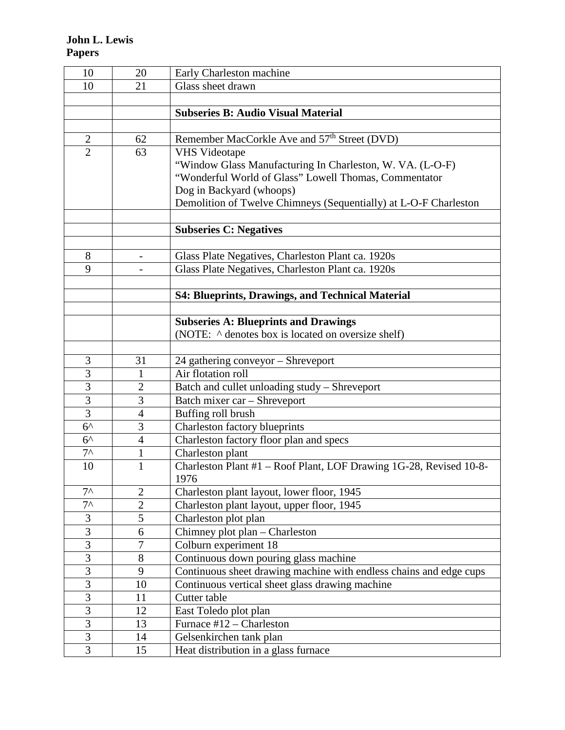**John L. Lewis Papers**

| | | |
|---|---|---|
| 10 | 20 | Early Charleston machine |
| 10 | 21 | Glass sheet drawn |
| | | |
| | | **Subseries B: Audio Visual Material** |
| | | |
| 2 | 62 | Remember MacCorkle Ave and 57th Street (DVD) |
| 2 | 63 | VHS Videotape<br>"Window Glass Manufacturing In Charleston, W. VA. (L-O-F)<br>"Wonderful World of Glass" Lowell Thomas, Commentator<br>Dog in Backyard (whoops)<br>Demolition of Twelve Chimneys (Sequentially) at L-O-F Charleston |
| | | |
| | | **Subseries C: Negatives** |
| | | |
| 8 | - | Glass Plate Negatives, Charleston Plant ca. 1920s |
| 9 | - | Glass Plate Negatives, Charleston Plant ca. 1920s |
| | | |
| | | **S4: Blueprints, Drawings, and Technical Material** |
| | | |
| | | **Subseries A: Blueprints and Drawings**<br>(NOTE: ^ denotes box is located on oversize shelf) |
| | | |
| 3 | 31 | 24 gathering conveyor – Shreveport |
| 3 | 1 | Air flotation roll |
| 3 | 2 | Batch and cullet unloading study – Shreveport |
| 3 | 3 | Batch mixer car – Shreveport |
| 3 | 4 | Buffing roll brush |
| 6^ | 3 | Charleston factory blueprints |
| 6^ | 4 | Charleston factory floor plan and specs |
| 7^ | 1 | Charleston plant |
| 10 | 1 | Charleston Plant #1 – Roof Plant, LOF Drawing 1G-28, Revised 10-8-1976 |
| 7^ | 2 | Charleston plant layout, lower floor, 1945 |
| 7^ | 2 | Charleston plant layout, upper floor, 1945 |
| 3 | 5 | Charleston plot plan |
| 3 | 6 | Chimney plot plan – Charleston |
| 3 | 7 | Colburn experiment 18 |
| 3 | 8 | Continuous down pouring glass machine |
| 3 | 9 | Continuous sheet drawing machine with endless chains and edge cups |
| 3 | 10 | Continuous vertical sheet glass drawing machine |
| 3 | 11 | Cutter table |
| 3 | 12 | East Toledo plot plan |
| 3 | 13 | Furnace #12 – Charleston |
| 3 | 14 | Gelsenkirchen tank plan |
| 3 | 15 | Heat distribution in a glass furnace |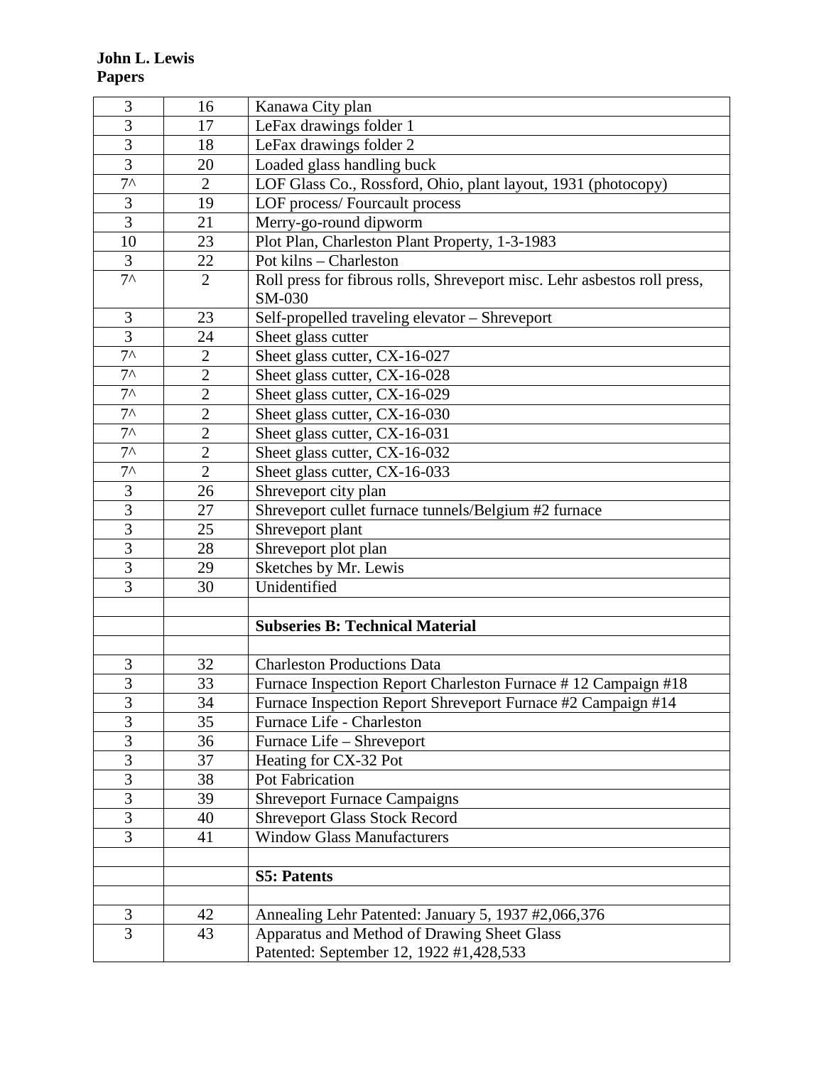**John L. Lewis Papers**

| | | |
|---|---|---|
| 3 | 16 | Kanawa City plan |
| 3 | 17 | LeFax drawings folder 1 |
| 3 | 18 | LeFax drawings folder 2 |
| 3 | 20 | Loaded glass handling buck |
| 7^ | 2 | LOF Glass Co., Rossford, Ohio, plant layout, 1931 (photocopy) |
| 3 | 19 | LOF process/ Fourcault process |
| 3 | 21 | Merry-go-round dipworm |
| 10 | 23 | Plot Plan, Charleston Plant Property, 1-3-1983 |
| 3 | 22 | Pot kilns – Charleston |
| 7^ | 2 | Roll press for fibrous rolls, Shreveport misc. Lehr asbestos roll press, SM-030 |
| 3 | 23 | Self-propelled traveling elevator – Shreveport |
| 3 | 24 | Sheet glass cutter |
| 7^ | 2 | Sheet glass cutter, CX-16-027 |
| 7^ | 2 | Sheet glass cutter, CX-16-028 |
| 7^ | 2 | Sheet glass cutter, CX-16-029 |
| 7^ | 2 | Sheet glass cutter, CX-16-030 |
| 7^ | 2 | Sheet glass cutter, CX-16-031 |
| 7^ | 2 | Sheet glass cutter, CX-16-032 |
| 7^ | 2 | Sheet glass cutter, CX-16-033 |
| 3 | 26 | Shreveport city plan |
| 3 | 27 | Shreveport cullet furnace tunnels/Belgium #2 furnace |
| 3 | 25 | Shreveport plant |
| 3 | 28 | Shreveport plot plan |
| 3 | 29 | Sketches by Mr. Lewis |
| 3 | 30 | Unidentified |
| | | |
| | | **Subseries B: Technical Material** |
| | | |
| 3 | 32 | Charleston Productions Data |
| 3 | 33 | Furnace Inspection Report Charleston Furnace # 12 Campaign #18 |
| 3 | 34 | Furnace Inspection Report Shreveport Furnace #2 Campaign #14 |
| 3 | 35 | Furnace Life - Charleston |
| 3 | 36 | Furnace Life – Shreveport |
| 3 | 37 | Heating for CX-32 Pot |
| 3 | 38 | Pot Fabrication |
| 3 | 39 | Shreveport Furnace Campaigns |
| 3 | 40 | Shreveport Glass Stock Record |
| 3 | 41 | Window Glass Manufacturers |
| | | |
| | | **S5: Patents** |
| | | |
| 3 | 42 | Annealing Lehr Patented: January 5, 1937 #2,066,376 |
| 3 | 43 | Apparatus and Method of Drawing Sheet Glass Patented: September 12, 1922 #1,428,533 |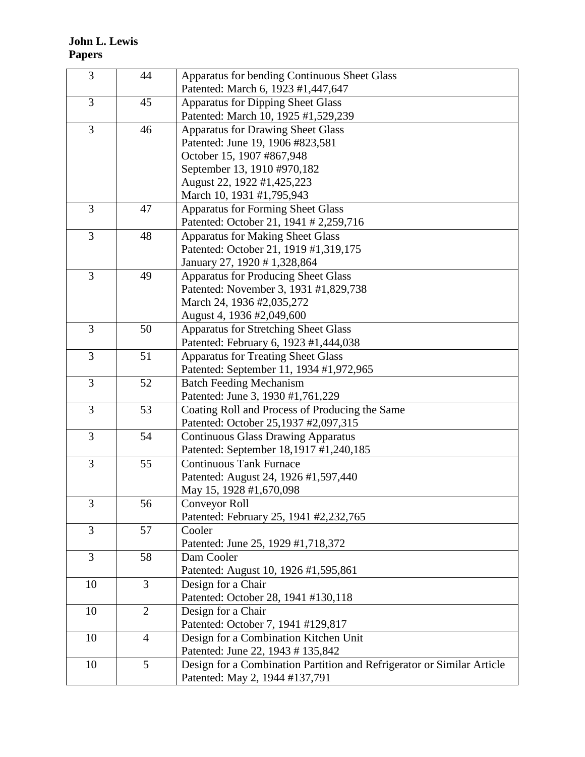**John L. Lewis Papers**

| | | |
|---|---|---|
| 3 | 44 | Apparatus for bending Continuous Sheet Glass<br>Patented: March 6, 1923 #1,447,647 |
| 3 | 45 | Apparatus for Dipping Sheet Glass<br>Patented: March 10, 1925 #1,529,239 |
| 3 | 46 | Apparatus for Drawing Sheet Glass<br>Patented: June 19, 1906 #823,581<br>October 15, 1907 #867,948<br>September 13, 1910 #970,182<br>August 22, 1922 #1,425,223<br>March 10, 1931 #1,795,943 |
| 3 | 47 | Apparatus for Forming Sheet Glass<br>Patented: October 21, 1941 # 2,259,716 |
| 3 | 48 | Apparatus for Making Sheet Glass<br>Patented: October 21, 1919 #1,319,175<br>January 27, 1920 # 1,328,864 |
| 3 | 49 | Apparatus for Producing Sheet Glass<br>Patented: November 3, 1931 #1,829,738<br>March 24, 1936 #2,035,272<br>August 4, 1936 #2,049,600 |
| 3 | 50 | Apparatus for Stretching Sheet Glass<br>Patented: February 6, 1923 #1,444,038 |
| 3 | 51 | Apparatus for Treating Sheet Glass<br>Patented: September 11, 1934 #1,972,965 |
| 3 | 52 | Batch Feeding Mechanism<br>Patented: June 3, 1930 #1,761,229 |
| 3 | 53 | Coating Roll and Process of Producing the Same<br>Patented: October 25,1937 #2,097,315 |
| 3 | 54 | Continuous Glass Drawing Apparatus<br>Patented: September 18,1917 #1,240,185 |
| 3 | 55 | Continuous Tank Furnace<br>Patented: August 24, 1926 #1,597,440<br>May 15, 1928 #1,670,098 |
| 3 | 56 | Conveyor Roll<br>Patented: February 25, 1941 #2,232,765 |
| 3 | 57 | Cooler<br>Patented: June 25, 1929 #1,718,372 |
| 3 | 58 | Dam Cooler<br>Patented: August 10, 1926 #1,595,861 |
| 10 | 3 | Design for a Chair<br>Patented: October 28, 1941 #130,118 |
| 10 | 2 | Design for a Chair<br>Patented: October 7, 1941 #129,817 |
| 10 | 4 | Design for a Combination Kitchen Unit<br>Patented: June 22, 1943 # 135,842 |
| 10 | 5 | Design for a Combination Partition and Refrigerator or Similar Article<br>Patented: May 2, 1944 #137,791 |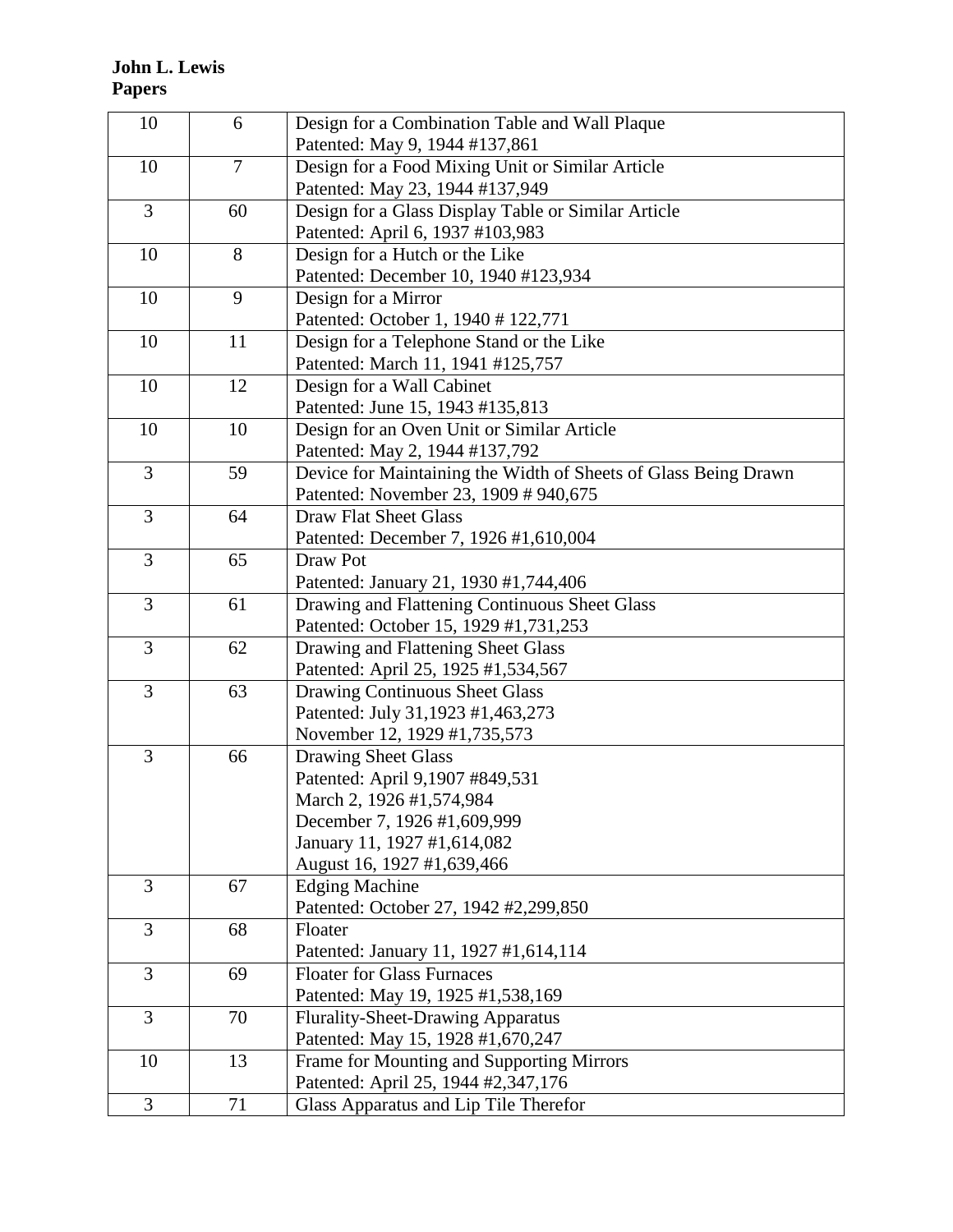**John L. Lewis Papers**

| | | |
|---|---|---|
| 10 | 6 | Design for a Combination Table and Wall Plaque<br>Patented: May 9, 1944 #137,861 |
| 10 | 7 | Design for a Food Mixing Unit or Similar Article<br>Patented: May 23, 1944 #137,949 |
| 3 | 60 | Design for a Glass Display Table or Similar Article<br>Patented: April 6, 1937 #103,983 |
| 10 | 8 | Design for a Hutch or the Like<br>Patented: December 10, 1940 #123,934 |
| 10 | 9 | Design for a Mirror<br>Patented: October 1, 1940 # 122,771 |
| 10 | 11 | Design for a Telephone Stand or the Like<br>Patented: March 11, 1941 #125,757 |
| 10 | 12 | Design for a Wall Cabinet<br>Patented: June 15, 1943 #135,813 |
| 10 | 10 | Design for an Oven Unit or Similar Article<br>Patented: May 2, 1944 #137,792 |
| 3 | 59 | Device for Maintaining the Width of Sheets of Glass Being Drawn<br>Patented: November 23, 1909 # 940,675 |
| 3 | 64 | Draw Flat Sheet Glass<br>Patented: December 7, 1926 #1,610,004 |
| 3 | 65 | Draw Pot<br>Patented: January 21, 1930 #1,744,406 |
| 3 | 61 | Drawing and Flattening Continuous Sheet Glass<br>Patented: October 15, 1929 #1,731,253 |
| 3 | 62 | Drawing and Flattening Sheet Glass<br>Patented: April 25, 1925 #1,534,567 |
| 3 | 63 | Drawing Continuous Sheet Glass<br>Patented: July 31,1923 #1,463,273<br>November 12, 1929 #1,735,573 |
| 3 | 66 | Drawing Sheet Glass<br>Patented: April 9,1907 #849,531<br>March 2, 1926 #1,574,984<br>December 7, 1926 #1,609,999<br>January 11, 1927 #1,614,082<br>August 16, 1927 #1,639,466 |
| 3 | 67 | Edging Machine<br>Patented: October 27, 1942 #2,299,850 |
| 3 | 68 | Floater<br>Patented: January 11, 1927 #1,614,114 |
| 3 | 69 | Floater for Glass Furnaces<br>Patented: May 19, 1925 #1,538,169 |
| 3 | 70 | Flurality-Sheet-Drawing Apparatus<br>Patented: May 15, 1928 #1,670,247 |
| 10 | 13 | Frame for Mounting and Supporting Mirrors<br>Patented: April 25, 1944 #2,347,176 |
| 3 | 71 | Glass Apparatus and Lip Tile Therefor |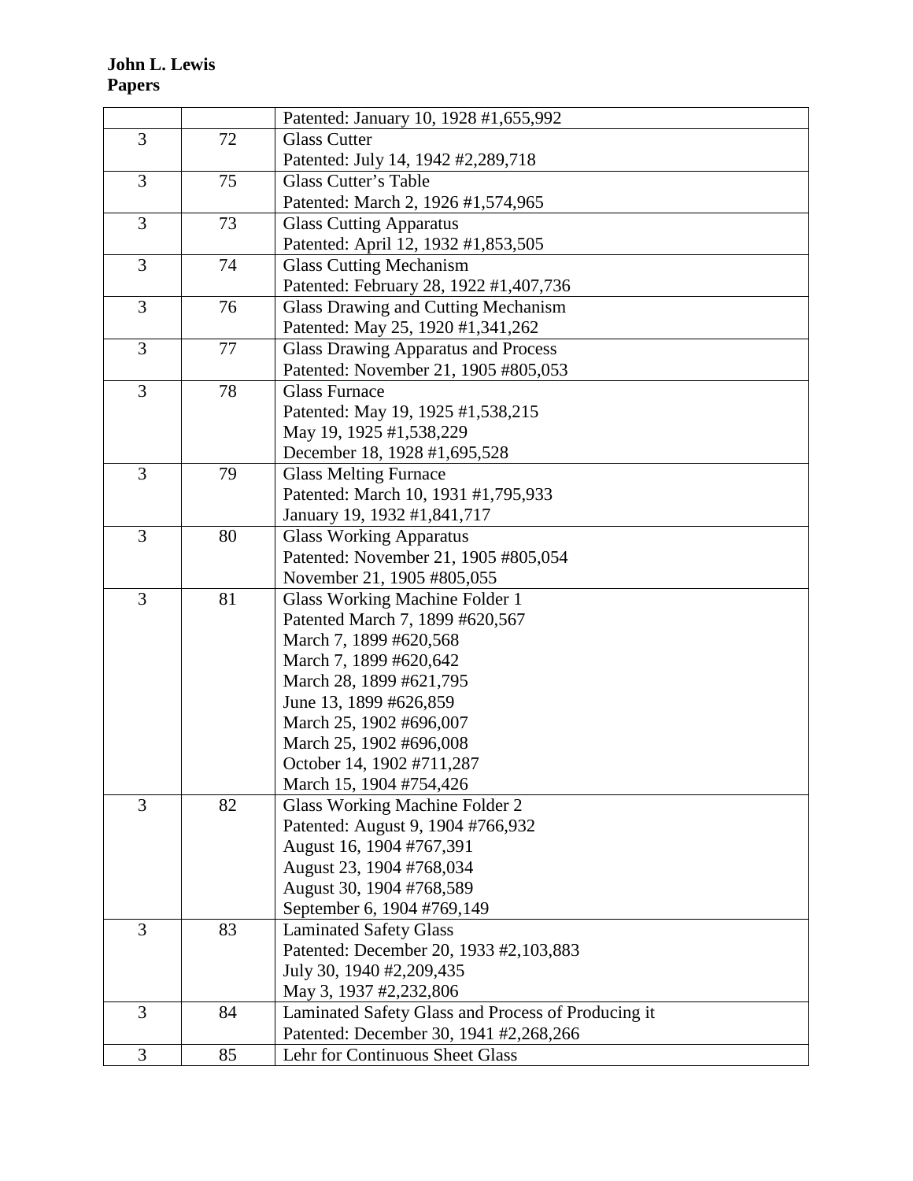**John L. Lewis Papers**

| | | |
|---|---|---|
| | | Patented: January 10, 1928 #1,655,992 |
| 3 | 72 | Glass Cutter<br>Patented: July 14, 1942 #2,289,718 |
| 3 | 75 | Glass Cutter's Table<br>Patented: March 2, 1926 #1,574,965 |
| 3 | 73 | Glass Cutting Apparatus<br>Patented: April 12, 1932 #1,853,505 |
| 3 | 74 | Glass Cutting Mechanism<br>Patented: February 28, 1922 #1,407,736 |
| 3 | 76 | Glass Drawing and Cutting Mechanism<br>Patented: May 25, 1920 #1,341,262 |
| 3 | 77 | Glass Drawing Apparatus and Process<br>Patented: November 21, 1905 #805,053 |
| 3 | 78 | Glass Furnace<br>Patented: May 19, 1925 #1,538,215<br>May 19, 1925 #1,538,229<br>December 18, 1928 #1,695,528 |
| 3 | 79 | Glass Melting Furnace<br>Patented: March 10, 1931 #1,795,933<br>January 19, 1932 #1,841,717 |
| 3 | 80 | Glass Working Apparatus<br>Patented: November 21, 1905 #805,054<br>November 21, 1905 #805,055 |
| 3 | 81 | Glass Working Machine Folder 1<br>Patented March 7, 1899 #620,567<br>March 7, 1899 #620,568<br>March 7, 1899 #620,642<br>March 28, 1899 #621,795<br>June 13, 1899 #626,859<br>March 25, 1902 #696,007<br>March 25, 1902 #696,008<br>October 14, 1902 #711,287<br>March 15, 1904 #754,426 |
| 3 | 82 | Glass Working Machine Folder 2<br>Patented: August 9, 1904 #766,932<br>August 16, 1904 #767,391<br>August 23, 1904 #768,034<br>August 30, 1904 #768,589<br>September 6, 1904 #769,149 |
| 3 | 83 | Laminated Safety Glass<br>Patented: December 20, 1933 #2,103,883<br>July 30, 1940 #2,209,435<br>May 3, 1937 #2,232,806 |
| 3 | 84 | Laminated Safety Glass and Process of Producing it<br>Patented: December 30, 1941 #2,268,266 |
| 3 | 85 | Lehr for Continuous Sheet Glass |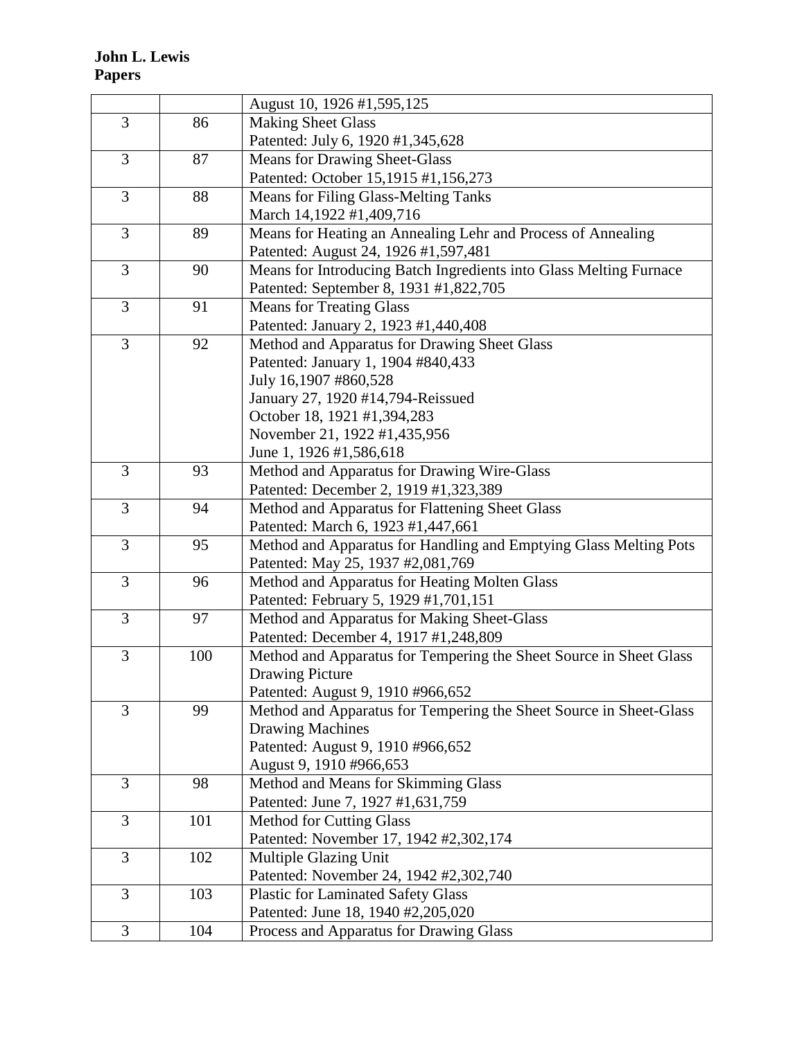**John L. Lewis**
**Papers**

| | | |
|---|---|---|
| | | August 10, 1926 #1,595,125 |
| 3 | 86 | Making Sheet Glass<br>Patented: July 6, 1920 #1,345,628 |
| 3 | 87 | Means for Drawing Sheet-Glass<br>Patented: October 15,1915 #1,156,273 |
| 3 | 88 | Means for Filing Glass-Melting Tanks<br>March 14,1922 #1,409,716 |
| 3 | 89 | Means for Heating an Annealing Lehr and Process of Annealing<br>Patented: August 24, 1926 #1,597,481 |
| 3 | 90 | Means for Introducing Batch Ingredients into Glass Melting Furnace<br>Patented: September 8, 1931 #1,822,705 |
| 3 | 91 | Means for Treating Glass<br>Patented: January 2, 1923 #1,440,408 |
| 3 | 92 | Method and Apparatus for Drawing Sheet Glass<br>Patented: January 1, 1904 #840,433<br>July 16,1907 #860,528<br>January 27, 1920 #14,794-Reissued<br>October 18, 1921 #1,394,283<br>November 21, 1922 #1,435,956<br>June 1, 1926 #1,586,618 |
| 3 | 93 | Method and Apparatus for Drawing Wire-Glass<br>Patented: December 2, 1919 #1,323,389 |
| 3 | 94 | Method and Apparatus for Flattening Sheet Glass<br>Patented: March 6, 1923 #1,447,661 |
| 3 | 95 | Method and Apparatus for Handling and Emptying Glass Melting Pots<br>Patented: May 25, 1937 #2,081,769 |
| 3 | 96 | Method and Apparatus for Heating Molten Glass<br>Patented: February 5, 1929 #1,701,151 |
| 3 | 97 | Method and Apparatus for Making Sheet-Glass<br>Patented: December 4, 1917 #1,248,809 |
| 3 | 100 | Method and Apparatus for Tempering the Sheet Source in Sheet Glass Drawing Picture<br>Patented: August 9, 1910 #966,652 |
| 3 | 99 | Method and Apparatus for Tempering the Sheet Source in Sheet-Glass Drawing Machines<br>Patented: August 9, 1910 #966,652<br>August 9, 1910 #966,653 |
| 3 | 98 | Method and Means for Skimming Glass<br>Patented: June 7, 1927 #1,631,759 |
| 3 | 101 | Method for Cutting Glass<br>Patented: November 17, 1942 #2,302,174 |
| 3 | 102 | Multiple Glazing Unit<br>Patented: November 24, 1942 #2,302,740 |
| 3 | 103 | Plastic for Laminated Safety Glass<br>Patented: June 18, 1940 #2,205,020 |
| 3 | 104 | Process and Apparatus for Drawing Glass |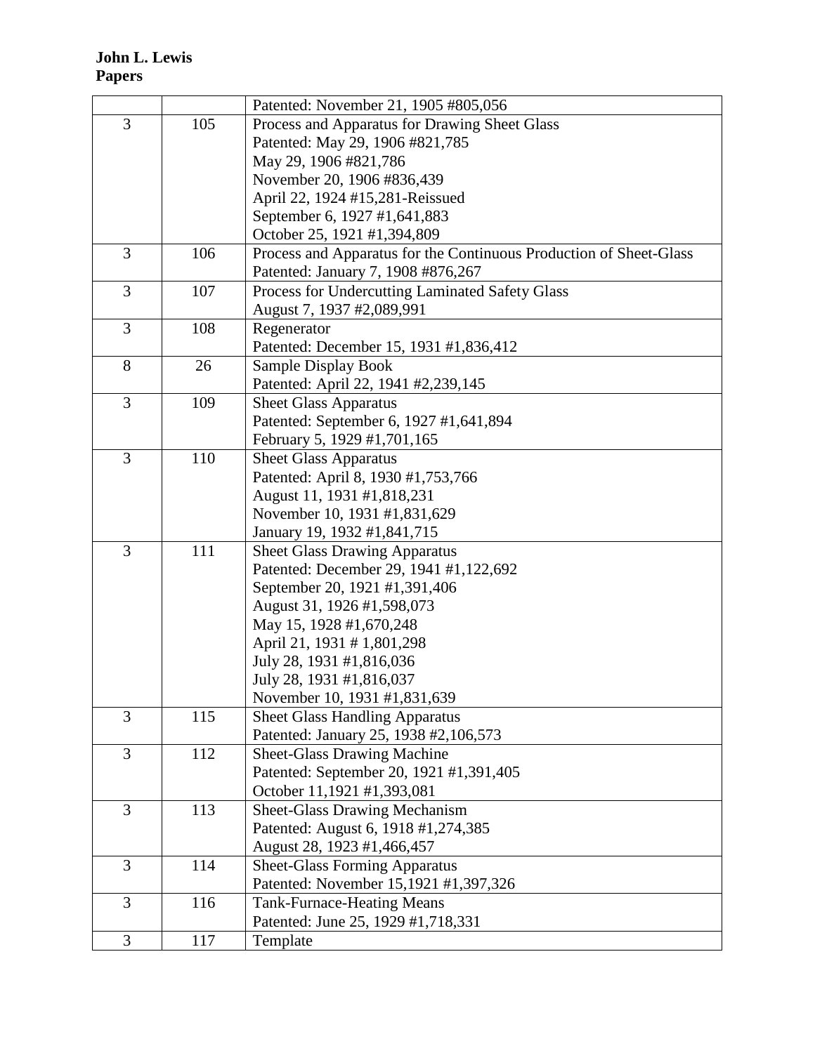**John L. Lewis Papers**

| | | |
|---|---|---|
| | | Patented: November 21, 1905 #805,056 |
| 3 | 105 | Process and Apparatus for Drawing Sheet Glass<br>Patented: May 29, 1906 #821,785<br>May 29, 1906 #821,786<br>November 20, 1906 #836,439<br>April 22, 1924 #15,281-Reissued<br>September 6, 1927 #1,641,883<br>October 25, 1921 #1,394,809 |
| 3 | 106 | Process and Apparatus for the Continuous Production of Sheet-Glass<br>Patented: January 7, 1908 #876,267 |
| 3 | 107 | Process for Undercutting Laminated Safety Glass<br>August 7, 1937 #2,089,991 |
| 3 | 108 | Regenerator<br>Patented: December 15, 1931 #1,836,412 |
| 8 | 26 | Sample Display Book<br>Patented: April 22, 1941 #2,239,145 |
| 3 | 109 | Sheet Glass Apparatus<br>Patented: September 6, 1927 #1,641,894<br>February 5, 1929 #1,701,165 |
| 3 | 110 | Sheet Glass Apparatus<br>Patented: April 8, 1930 #1,753,766<br>August 11, 1931 #1,818,231<br>November 10, 1931 #1,831,629<br>January 19, 1932 #1,841,715 |
| 3 | 111 | Sheet Glass Drawing Apparatus<br>Patented: December 29, 1941 #1,122,692<br>September 20, 1921 #1,391,406<br>August 31, 1926 #1,598,073<br>May 15, 1928 #1,670,248<br>April 21, 1931 # 1,801,298<br>July 28, 1931 #1,816,036<br>July 28, 1931 #1,816,037<br>November 10, 1931 #1,831,639 |
| 3 | 115 | Sheet Glass Handling Apparatus<br>Patented: January 25, 1938 #2,106,573 |
| 3 | 112 | Sheet-Glass Drawing Machine<br>Patented: September 20, 1921 #1,391,405<br>October 11,1921 #1,393,081 |
| 3 | 113 | Sheet-Glass Drawing Mechanism<br>Patented: August 6, 1918 #1,274,385<br>August 28, 1923 #1,466,457 |
| 3 | 114 | Sheet-Glass Forming Apparatus<br>Patented: November 15,1921 #1,397,326 |
| 3 | 116 | Tank-Furnace-Heating Means<br>Patented: June 25, 1929 #1,718,331 |
| 3 | 117 | Template |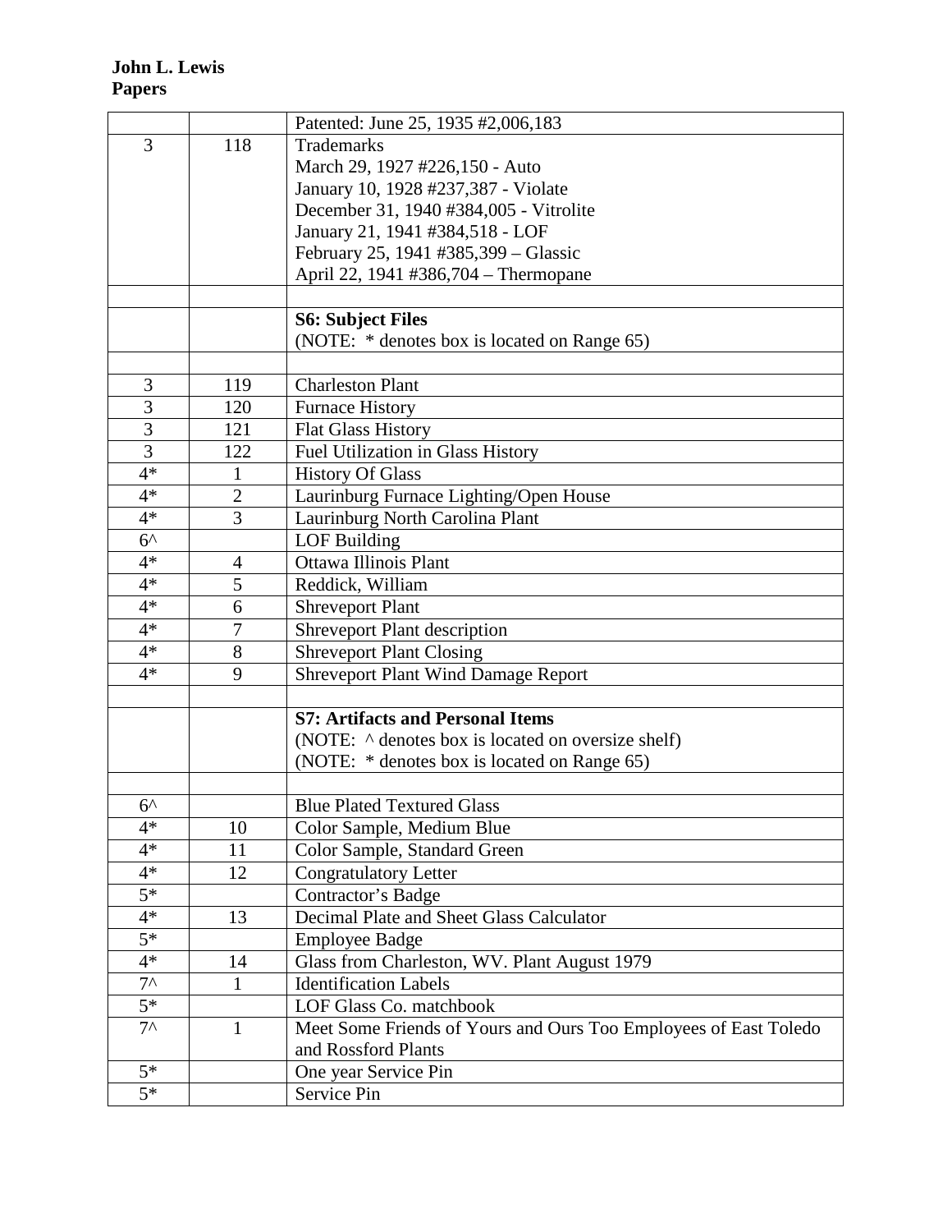**John L. Lewis**
**Papers**

| | | |
|---|---|---|
| | | Patented: June 25, 1935 #2,006,183 |
| 3 | 118 | Trademarks<br>March 29, 1927 #226,150 - Auto<br>January 10, 1928 #237,387 - Violate<br>December 31, 1940 #384,005 - Vitrolite<br>January 21, 1941 #384,518 - LOF<br>February 25, 1941 #385,399 – Glassic<br>April 22, 1941 #386,704 – Thermopane |
| | | |
| | | **S6: Subject Files**<br>(NOTE: * denotes box is located on Range 65) |
| | | |
| 3 | 119 | Charleston Plant |
| 3 | 120 | Furnace History |
| 3 | 121 | Flat Glass History |
| 3 | 122 | Fuel Utilization in Glass History |
| 4* | 1 | History Of Glass |
| 4* | 2 | Laurinburg Furnace Lighting/Open House |
| 4* | 3 | Laurinburg North Carolina Plant |
| 6^ | | LOF Building |
| 4* | 4 | Ottawa Illinois Plant |
| 4* | 5 | Reddick, William |
| 4* | 6 | Shreveport Plant |
| 4* | 7 | Shreveport Plant description |
| 4* | 8 | Shreveport Plant Closing |
| 4* | 9 | Shreveport Plant Wind Damage Report |
| | | |
| | | **S7: Artifacts and Personal Items**<br>(NOTE: ^ denotes box is located on oversize shelf)<br>(NOTE: * denotes box is located on Range 65) |
| | | |
| 6^ | | Blue Plated Textured Glass |
| 4* | 10 | Color Sample, Medium Blue |
| 4* | 11 | Color Sample, Standard Green |
| 4* | 12 | Congratulatory Letter |
| 5* | | Contractor's Badge |
| 4* | 13 | Decimal Plate and Sheet Glass Calculator |
| 5* | | Employee Badge |
| 4* | 14 | Glass from Charleston, WV. Plant August 1979 |
| 7^ | 1 | Identification Labels |
| 5* | | LOF Glass Co. matchbook |
| 7^ | 1 | Meet Some Friends of Yours and Ours Too Employees of East Toledo and Rossford Plants |
| 5* | | One year Service Pin |
| 5* | | Service Pin |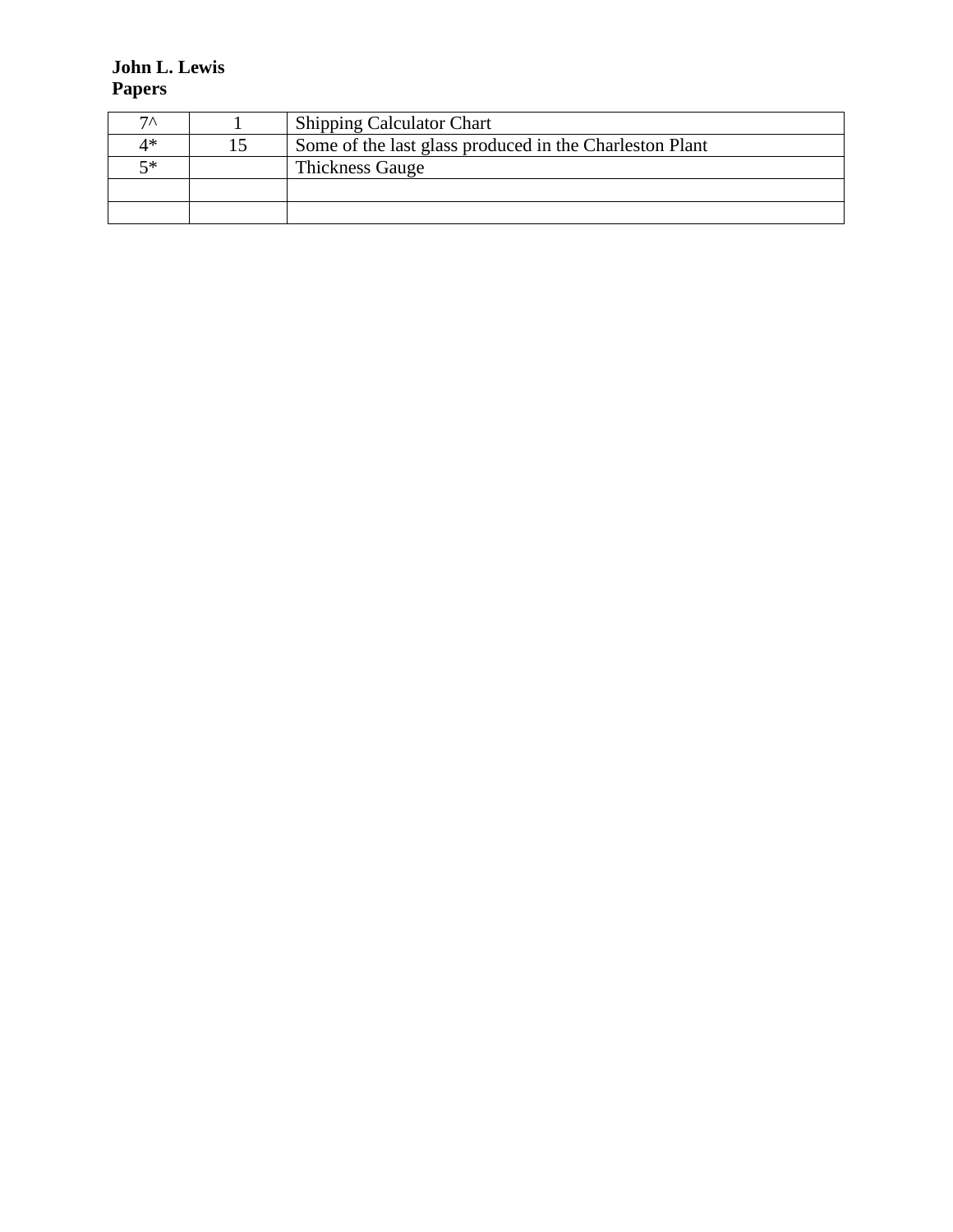**John L. Lewis**
**Papers**

| | | |
|---|---|---|
| 7^ | 1 | Shipping Calculator Chart |
| 4* | 15 | Some of the last glass produced in the Charleston Plant |
| 5* | | Thickness Gauge |
| | | |
| | | |